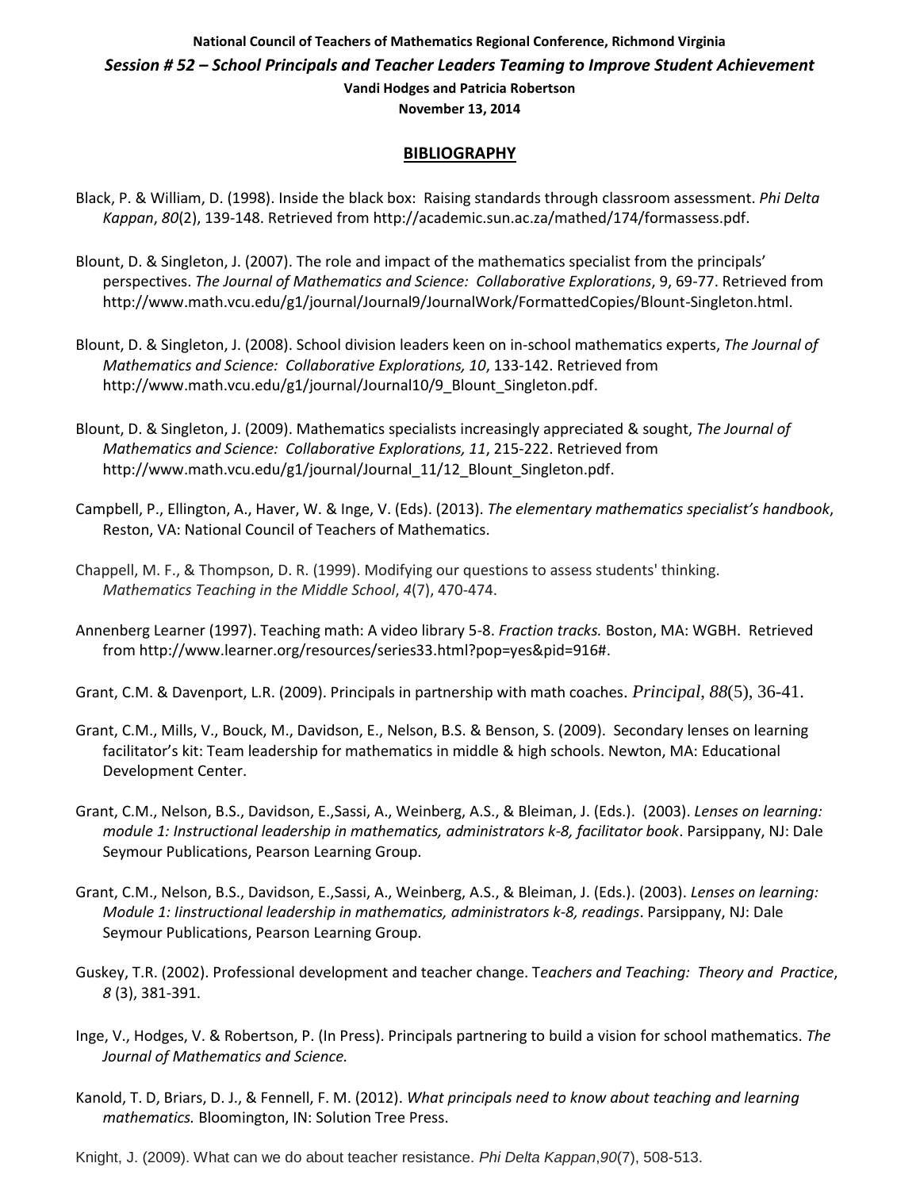**National Council of Teachers of Mathematics Regional Conference, Richmond Virginia**

***Session # 52 – School Principals and Teacher Leaders Teaming to Improve Student Achievement***

**Vandi Hodges and Patricia Robertson**

**November 13, 2014**

## BIBLIOGRAPHY

Black, P. & William, D. (1998). Inside the black box: Raising standards through classroom assessment. *Phi Delta Kappan*, *80*(2), 139-148. Retrieved from http://academic.sun.ac.za/mathed/174/formassess.pdf.

Blount, D. & Singleton, J. (2007). The role and impact of the mathematics specialist from the principals' perspectives. *The Journal of Mathematics and Science: Collaborative Explorations*, 9, 69-77. Retrieved from http://www.math.vcu.edu/g1/journal/Journal9/JournalWork/FormattedCopies/Blount-Singleton.html.

Blount, D. & Singleton, J. (2008). School division leaders keen on in-school mathematics experts, *The Journal of Mathematics and Science: Collaborative Explorations, 10*, 133-142. Retrieved from http://www.math.vcu.edu/g1/journal/Journal10/9_Blount_Singleton.pdf.

Blount, D. & Singleton, J. (2009). Mathematics specialists increasingly appreciated & sought, *The Journal of Mathematics and Science: Collaborative Explorations, 11*, 215-222. Retrieved from http://www.math.vcu.edu/g1/journal/Journal_11/12_Blount_Singleton.pdf.

Campbell, P., Ellington, A., Haver, W. & Inge, V. (Eds). (2013). *The elementary mathematics specialist's handbook*, Reston, VA: National Council of Teachers of Mathematics.

Chappell, M. F., & Thompson, D. R. (1999). Modifying our questions to assess students' thinking. *Mathematics Teaching in the Middle School*, *4*(7), 470-474.

Annenberg Learner (1997). Teaching math: A video library 5-8. *Fraction tracks.* Boston, MA: WGBH. Retrieved from http://www.learner.org/resources/series33.html?pop=yes&pid=916#.

Grant, C.M. & Davenport, L.R. (2009). Principals in partnership with math coaches. *Principal*, *88*(5), 36-41.

Grant, C.M., Mills, V., Bouck, M., Davidson, E., Nelson, B.S. & Benson, S. (2009). Secondary lenses on learning facilitator's kit: Team leadership for mathematics in middle & high schools. Newton, MA: Educational Development Center.

Grant, C.M., Nelson, B.S., Davidson, E.,Sassi, A., Weinberg, A.S., & Bleiman, J. (Eds.). (2003). *Lenses on learning: module 1: Instructional leadership in mathematics, administrators k-8, facilitator book*. Parsippany, NJ: Dale Seymour Publications, Pearson Learning Group.

Grant, C.M., Nelson, B.S., Davidson, E.,Sassi, A., Weinberg, A.S., & Bleiman, J. (Eds.). (2003). *Lenses on learning: Module 1: Iinstructional leadership in mathematics, administrators k-8, readings*. Parsippany, NJ: Dale Seymour Publications, Pearson Learning Group.

Guskey, T.R. (2002). Professional development and teacher change. T*eachers and Teaching: Theory and Practice*, *8* (3), 381-391.

Inge, V., Hodges, V. & Robertson, P. (In Press). Principals partnering to build a vision for school mathematics. *The Journal of Mathematics and Science.*

Kanold, T. D, Briars, D. J., & Fennell, F. M. (2012). *What principals need to know about teaching and learning mathematics.* Bloomington, IN: Solution Tree Press.

Knight, J. (2009). What can we do about teacher resistance. *Phi Delta Kappan*,*90*(7), 508-513.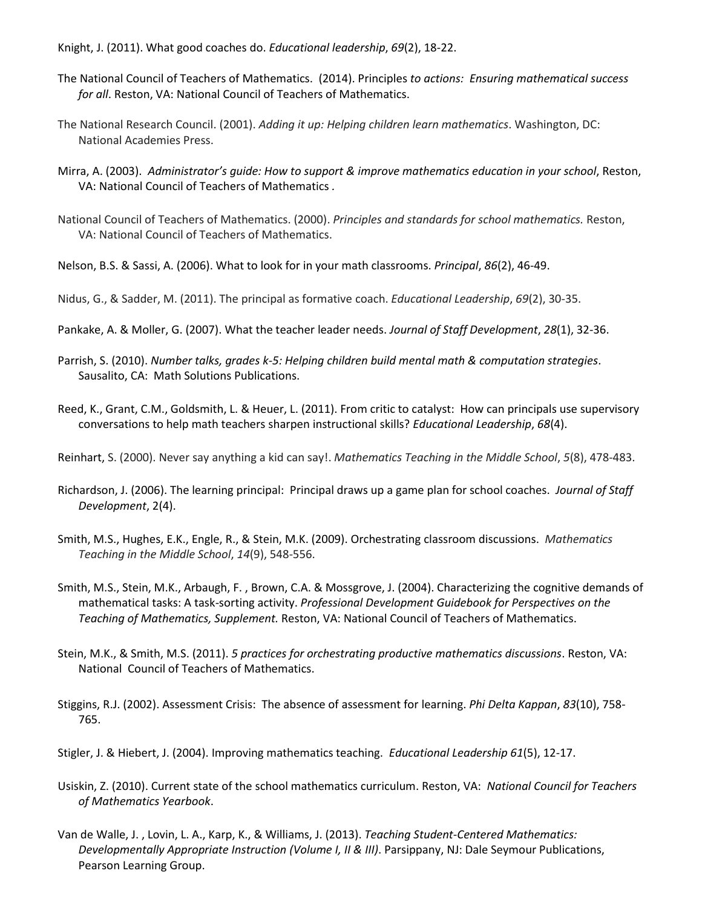Knight, J. (2011). What good coaches do. *Educational leadership*, *69*(2), 18-22.

The National Council of Teachers of Mathematics. (2014). Principles *to actions: Ensuring mathematical success for all*. Reston, VA: National Council of Teachers of Mathematics.

The National Research Council. (2001). *Adding it up: Helping children learn mathematics*. Washington, DC: National Academies Press.

Mirra, A. (2003). *Administrator's guide: How to support & improve mathematics education in your school*, Reston, VA: National Council of Teachers of Mathematics *.*

National Council of Teachers of Mathematics. (2000). *Principles and standards for school mathematics.* Reston, VA: National Council of Teachers of Mathematics.

Nelson, B.S. & Sassi, A. (2006). What to look for in your math classrooms. *Principal*, *86*(2), 46-49.

Nidus, G., & Sadder, M. (2011). The principal as formative coach. *Educational Leadership*, *69*(2), 30-35.

Pankake, A. & Moller, G. (2007). What the teacher leader needs. *Journal of Staff Development*, *28*(1), 32-36.

Parrish, S. (2010). *Number talks, grades k-5: Helping children build mental math & computation strategies*. Sausalito, CA: Math Solutions Publications.

Reed, K., Grant, C.M., Goldsmith, L. & Heuer, L. (2011). From critic to catalyst: How can principals use supervisory conversations to help math teachers sharpen instructional skills? *Educational Leadership*, *68*(4).

Reinhart, S. (2000). Never say anything a kid can say!. *Mathematics Teaching in the Middle School*, *5*(8), 478-483.

Richardson, J. (2006). The learning principal: Principal draws up a game plan for school coaches. *Journal of Staff Development*, 2(4).

Smith, M.S., Hughes, E.K., Engle, R., & Stein, M.K. (2009). Orchestrating classroom discussions. *Mathematics Teaching in the Middle School*, *14*(9), 548-556.

Smith, M.S., Stein, M.K., Arbaugh, F. , Brown, C.A. & Mossgrove, J. (2004). Characterizing the cognitive demands of mathematical tasks: A task-sorting activity. *Professional Development Guidebook for Perspectives on the Teaching of Mathematics, Supplement.* Reston, VA: National Council of Teachers of Mathematics.

Stein, M.K., & Smith, M.S. (2011). *5 practices for orchestrating productive mathematics discussions*. Reston, VA: National Council of Teachers of Mathematics.

Stiggins, R.J. (2002). Assessment Crisis: The absence of assessment for learning. *Phi Delta Kappan*, *83*(10), 758-765.

Stigler, J. & Hiebert, J. (2004). Improving mathematics teaching. *Educational Leadership 61*(5), 12-17.

Usiskin, Z. (2010). Current state of the school mathematics curriculum. Reston, VA: *National Council for Teachers of Mathematics Yearbook*.

Van de Walle, J. , Lovin, L. A., Karp, K., & Williams, J. (2013). *Teaching Student-Centered Mathematics: Developmentally Appropriate Instruction (Volume I, II & III)*. Parsippany, NJ: Dale Seymour Publications, Pearson Learning Group.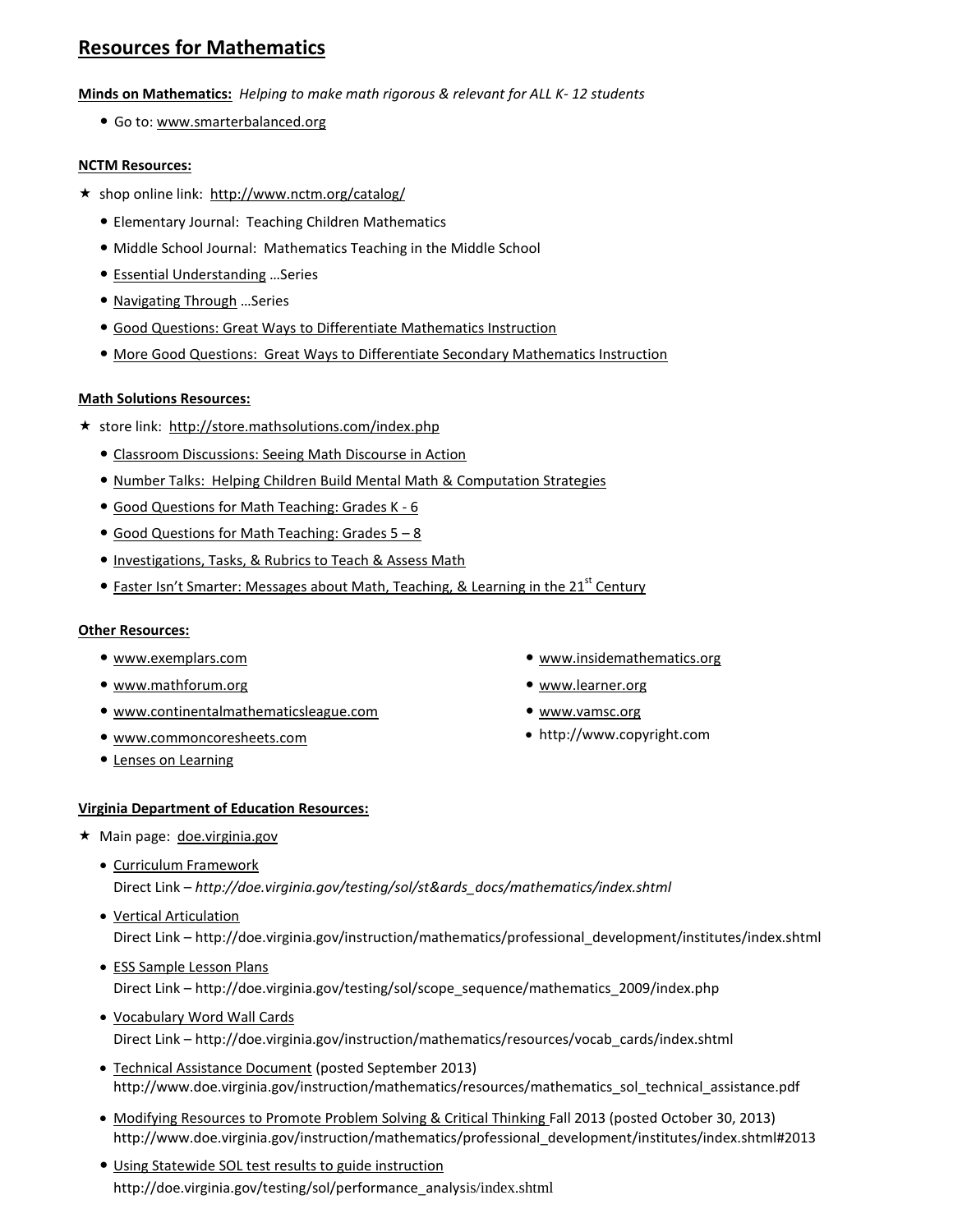# Resources for Mathematics

**Minds on Mathematics:** *Helping to make math rigorous & relevant for ALL K- 12 students*

- Go to: www.smarterbalanced.org

**NCTM Resources:**

★ shop online link: http://www.nctm.org/catalog/

- Elementary Journal: Teaching Children Mathematics
- Middle School Journal: Mathematics Teaching in the Middle School
- Essential Understanding …Series
- Navigating Through …Series
- Good Questions: Great Ways to Differentiate Mathematics Instruction
- More Good Questions: Great Ways to Differentiate Secondary Mathematics Instruction

**Math Solutions Resources:**

★ store link: http://store.mathsolutions.com/index.php

- Classroom Discussions: Seeing Math Discourse in Action
- Number Talks: Helping Children Build Mental Math & Computation Strategies
- Good Questions for Math Teaching: Grades K - 6
- Good Questions for Math Teaching: Grades 5 – 8
- Investigations, Tasks, & Rubrics to Teach & Assess Math
- Faster Isn't Smarter: Messages about Math, Teaching, & Learning in the 21st Century

**Other Resources:**

- www.exemplars.com
- www.mathforum.org
- www.continentalmathematicsleague.com
- www.commoncoresheets.com
- Lenses on Learning
- www.insidemathematics.org
- www.learner.org
- www.vamsc.org
- http://www.copyright.com

**Virginia Department of Education Resources:**

★ Main page: doe.virginia.gov

- Curriculum Framework
  Direct Link – *http://doe.virginia.gov/testing/sol/st&ards_docs/mathematics/index.shtml*
- Vertical Articulation
  Direct Link – http://doe.virginia.gov/instruction/mathematics/professional_development/institutes/index.shtml
- ESS Sample Lesson Plans
  Direct Link – http://doe.virginia.gov/testing/sol/scope_sequence/mathematics_2009/index.php
- Vocabulary Word Wall Cards
  Direct Link – http://doe.virginia.gov/instruction/mathematics/resources/vocab_cards/index.shtml
- Technical Assistance Document (posted September 2013)
  http://www.doe.virginia.gov/instruction/mathematics/resources/mathematics_sol_technical_assistance.pdf
- Modifying Resources to Promote Problem Solving & Critical Thinking Fall 2013 (posted October 30, 2013)
  http://www.doe.virginia.gov/instruction/mathematics/professional_development/institutes/index.shtml#2013
- Using Statewide SOL test results to guide instruction
  http://doe.virginia.gov/testing/sol/performance_analysis/index.shtml